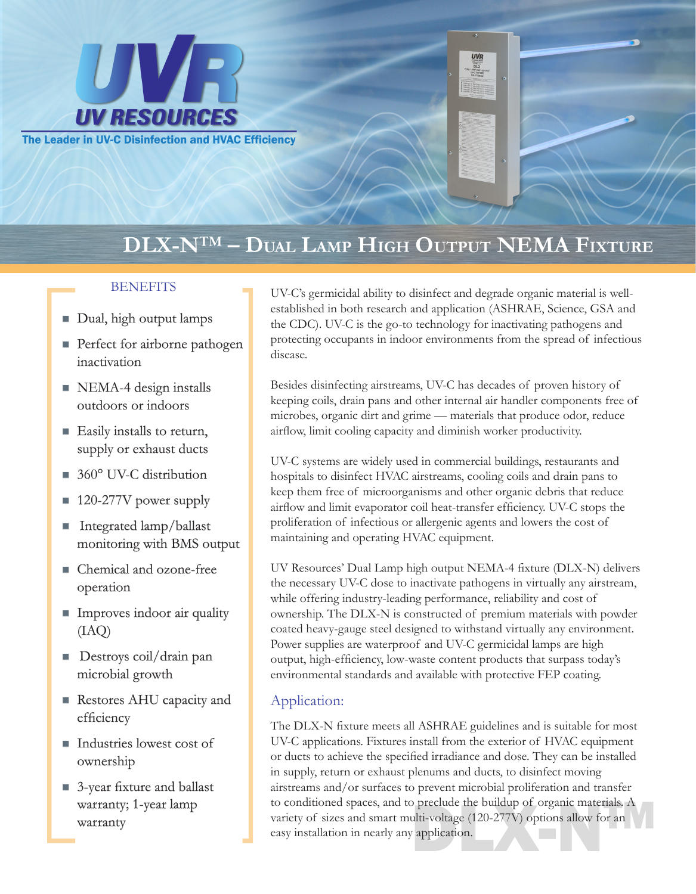UVR UV RESOURCES

The Leader in UV-C Disinfection and HVAC Efficiency

# DLX-N™ – Dual Lamp High Output NEMA Fixture

## BENEFITS

- Dual, high output lamps
- Perfect for airborne pathogen inactivation
- NEMA-4 design installs outdoors or indoors
- Easily installs to return, supply or exhaust ducts
- 360° UV-C distribution
- 120-277V power supply
- Integrated lamp/ballast monitoring with BMS output
- Chemical and ozone-free operation
- Improves indoor air quality (IAQ)
- Destroys coil/drain pan microbial growth
- Restores AHU capacity and efficiency
- Industries lowest cost of ownership
- 3-year fixture and ballast warranty; 1-year lamp warranty

UV-C's germicidal ability to disinfect and degrade organic material is well-established in both research and application (ASHRAE, Science, GSA and the CDC). UV-C is the go-to technology for inactivating pathogens and protecting occupants in indoor environments from the spread of infectious disease.

Besides disinfecting airstreams, UV-C has decades of proven history of keeping coils, drain pans and other internal air handler components free of microbes, organic dirt and grime — materials that produce odor, reduce airflow, limit cooling capacity and diminish worker productivity.

UV-C systems are widely used in commercial buildings, restaurants and hospitals to disinfect HVAC airstreams, cooling coils and drain pans to keep them free of microorganisms and other organic debris that reduce airflow and limit evaporator coil heat-transfer efficiency. UV-C stops the proliferation of infectious or allergenic agents and lowers the cost of maintaining and operating HVAC equipment.

UV Resources' Dual Lamp high output NEMA-4 fixture (DLX-N) delivers the necessary UV-C dose to inactivate pathogens in virtually any airstream, while offering industry-leading performance, reliability and cost of ownership. The DLX-N is constructed of premium materials with powder coated heavy-gauge steel designed to withstand virtually any environment. Power supplies are waterproof and UV-C germicidal lamps are high output, high-efficiency, low-waste content products that surpass today's environmental standards and available with protective FEP coating.

## Application:

The DLX-N fixture meets all ASHRAE guidelines and is suitable for most UV-C applications. Fixtures install from the exterior of HVAC equipment or ducts to achieve the specified irradiance and dose. They can be installed in supply, return or exhaust plenums and ducts, to disinfect moving airstreams and/or surfaces to prevent microbial proliferation and transfer to conditioned spaces, and to preclude the buildup of organic materials. A variety of sizes and smart multi-voltage (120-277V) options allow for an easy installation in nearly any application.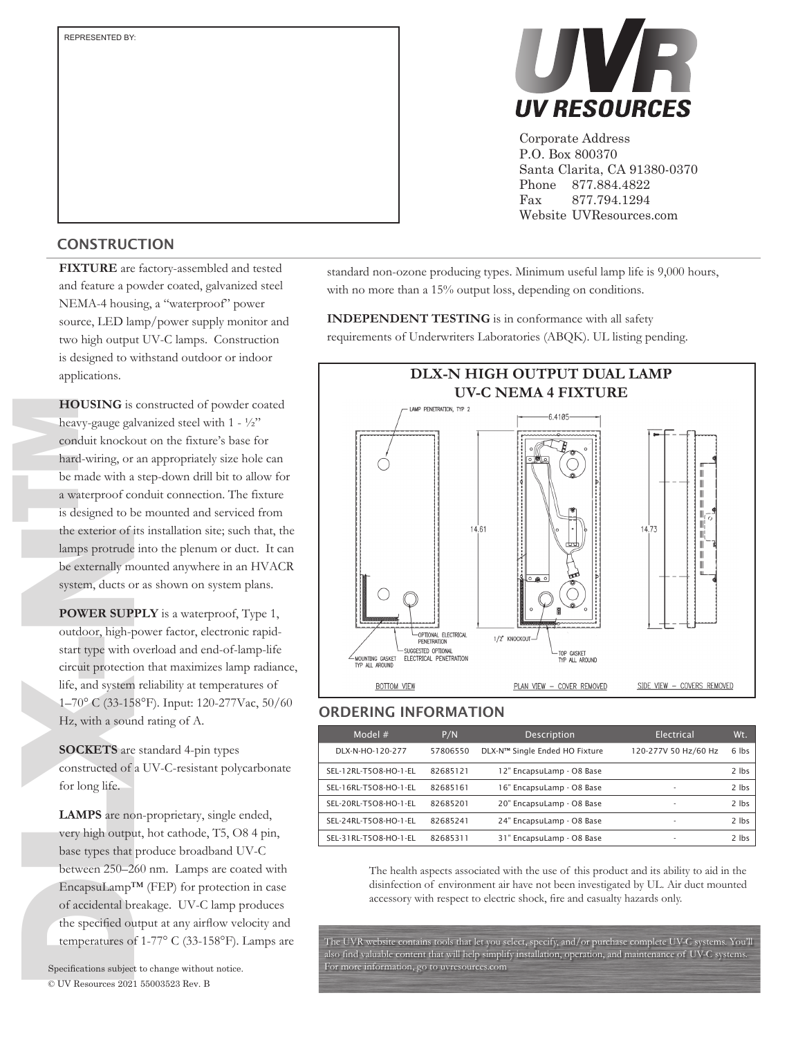REPRESENTED BY:

**UVR**
**UV RESOURCES**

Corporate Address
P.O. Box 800370
Santa Clarita, CA 91380-0370
Phone 877.884.4822
Fax 877.794.1294
Website UVResources.com

## CONSTRUCTION

**FIXTURE** are factory-assembled and tested and feature a powder coated, galvanized steel NEMA-4 housing, a "waterproof" power source, LED lamp/power supply monitor and two high output UV-C lamps. Construction is designed to withstand outdoor or indoor applications.

**HOUSING** is constructed of powder coated heavy-gauge galvanized steel with 1 - ½" conduit knockout on the fixture's base for hard-wiring, or an appropriately size hole can be made with a step-down drill bit to allow for a waterproof conduit connection. The fixture is designed to be mounted and serviced from the exterior of its installation site; such that, the lamps protrude into the plenum or duct. It can be externally mounted anywhere in an HVACR system, ducts or as shown on system plans.

**POWER SUPPLY** is a waterproof, Type 1, outdoor, high-power factor, electronic rapid-start type with overload and end-of-lamp-life circuit protection that maximizes lamp radiance, life, and system reliability at temperatures of 1–70° C (33-158°F). Input: 120-277Vac, 50/60 Hz, with a sound rating of A.

**SOCKETS** are standard 4-pin types constructed of a UV-C-resistant polycarbonate for long life.

**LAMPS** are non-proprietary, single ended, very high output, hot cathode, T5, O8 4 pin, base types that produce broadband UV-C between 250–260 nm. Lamps are coated with EncapsuLamp™ (FEP) for protection in case of accidental breakage. UV-C lamp produces the specified output at any airflow velocity and temperatures of 1-77° C (33-158°F). Lamps are standard non-ozone producing types. Minimum useful lamp life is 9,000 hours, with no more than a 15% output loss, depending on conditions.

**INDEPENDENT TESTING** is in conformance with all safety requirements of Underwriters Laboratories (ABQK). UL listing pending.

### DLX-N HIGH OUTPUT DUAL LAMP UV-C NEMA 4 FIXTURE

LAMP PENETRATION, TYP 2
6.4105
14.61
14.73
OPTIONAL ELECTRICAL PENETRATION
SUGGESTED OPTIONAL ELECTRICAL PENETRATION
MOUNTING GASKET TYP ALL AROUND
1/2" KNOCKOUT
TOP GASKET TYP ALL AROUND
BOTTOM VIEW
PLAN VIEW – COVER REMOVED
SIDE VIEW – COVERS REMOVED

## ORDERING INFORMATION

| Model # | P/N | Description | Electrical | Wt. |
|---|---|---|---|---|
| DLX-N-HO-120-277 | 57806550 | DLX-N™ Single Ended HO Fixture | 120-277V 50 Hz/60 Hz | 6 lbs |
| SEL-12RL-T5O8-HO-1-EL | 82685121 | 12" EncapsuLamp - O8 Base | | 2 lbs |
| SEL-16RL-T5O8-HO-1-EL | 82685161 | 16" EncapsuLamp - O8 Base | - | 2 lbs |
| SEL-20RL-T5O8-HO-1-EL | 82685201 | 20" EncapsuLamp - O8 Base | - | 2 lbs |
| SEL-24RL-T5O8-HO-1-EL | 82685241 | 24" EncapsuLamp - O8 Base | - | 2 lbs |
| SEL-31RL-T5O8-HO-1-EL | 82685311 | 31" EncapsuLamp - O8 Base | - | 2 lbs |

The health aspects associated with the use of this product and its ability to aid in the disinfection of environment air have not been investigated by UL. Air duct mounted accessory with respect to electric shock, fire and casualty hazards only.

The UVR website contains tools that let you select, specify, and/or purchase complete UV-C systems. You'll also find valuable content that will help simplify installation, operation, and maintenance of UV-C systems. For more information, go to uvresources.com

DLX-N™

Specifications subject to change without notice.
© UV Resources 2021 55003523 Rev. B